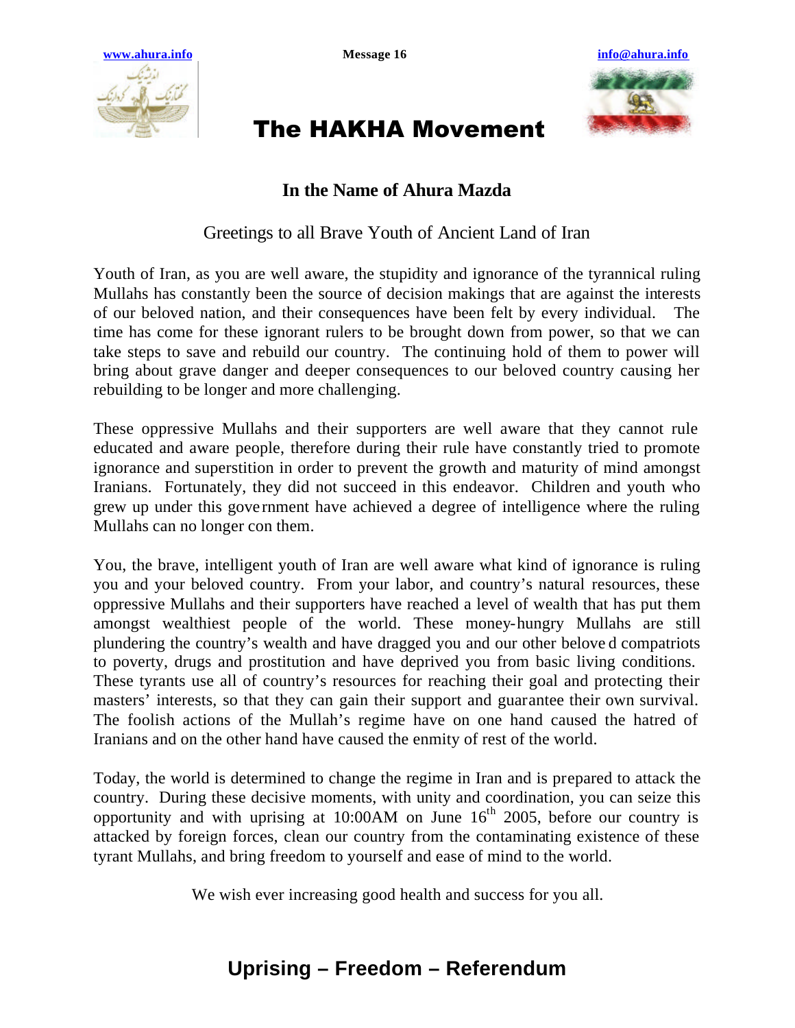www.ahura.info Message 16 info@ahura.info

# The HAKHA Movement

## In the Name of Ahura Mazda

Greetings to all Brave Youth of Ancient Land of Iran

Youth of Iran, as you are well aware, the stupidity and ignorance of the tyrannical ruling Mullahs has constantly been the source of decision makings that are against the interests of our beloved nation, and their consequences have been felt by every individual. The time has come for these ignorant rulers to be brought down from power, so that we can take steps to save and rebuild our country. The continuing hold of them to power will bring about grave danger and deeper consequences to our beloved country causing her rebuilding to be longer and more challenging.

These oppressive Mullahs and their supporters are well aware that they cannot rule educated and aware people, therefore during their rule have constantly tried to promote ignorance and superstition in order to prevent the growth and maturity of mind amongst Iranians. Fortunately, they did not succeed in this endeavor. Children and youth who grew up under this government have achieved a degree of intelligence where the ruling Mullahs can no longer con them.

You, the brave, intelligent youth of Iran are well aware what kind of ignorance is ruling you and your beloved country. From your labor, and country's natural resources, these oppressive Mullahs and their supporters have reached a level of wealth that has put them amongst wealthiest people of the world. These money-hungry Mullahs are still plundering the country's wealth and have dragged you and our other beloved compatriots to poverty, drugs and prostitution and have deprived you from basic living conditions. These tyrants use all of country's resources for reaching their goal and protecting their masters' interests, so that they can gain their support and guarantee their own survival. The foolish actions of the Mullah's regime have on one hand caused the hatred of Iranians and on the other hand have caused the enmity of rest of the world.

Today, the world is determined to change the regime in Iran and is prepared to attack the country. During these decisive moments, with unity and coordination, you can seize this opportunity and with uprising at 10:00AM on June 16th 2005, before our country is attacked by foreign forces, clean our country from the contaminating existence of these tyrant Mullahs, and bring freedom to yourself and ease of mind to the world.

We wish ever increasing good health and success for you all.

## Uprising – Freedom – Referendum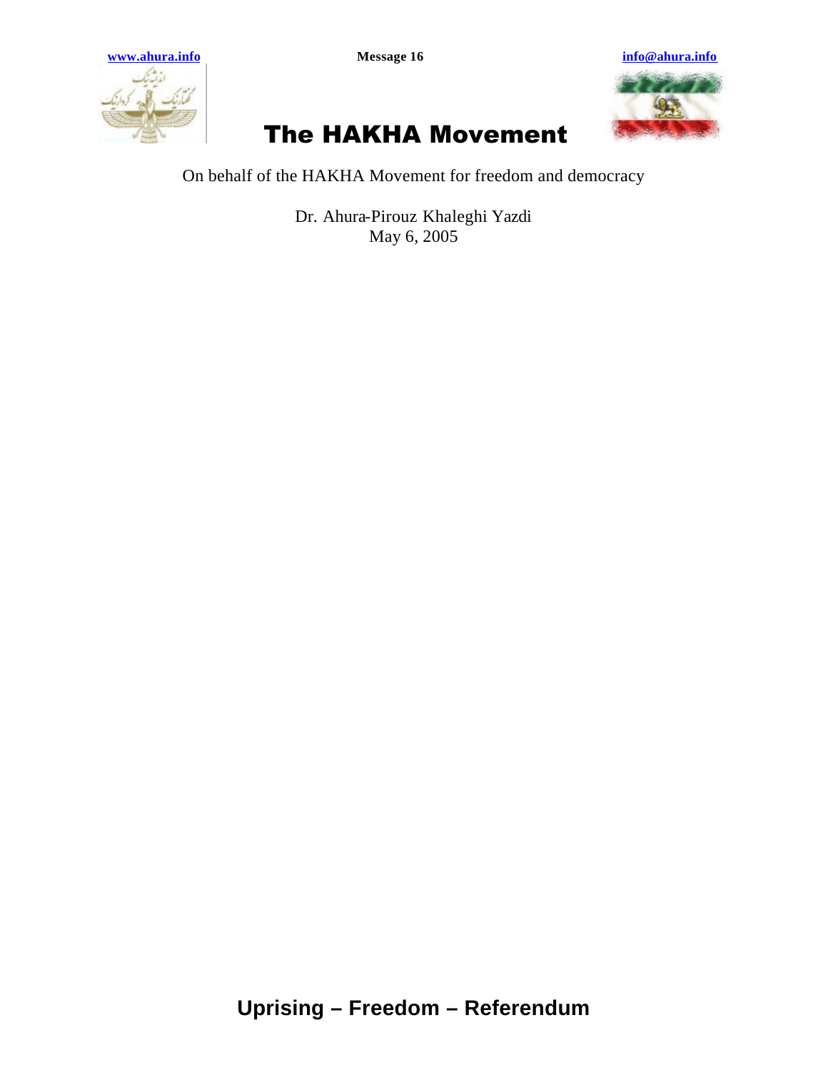# The HAKHA Movement

On behalf of the HAKHA Movement for freedom and democracy

Dr. Ahura-Pirouz Khaleghi Yazdi
May 6, 2005

**Uprising – Freedom – Referendum**